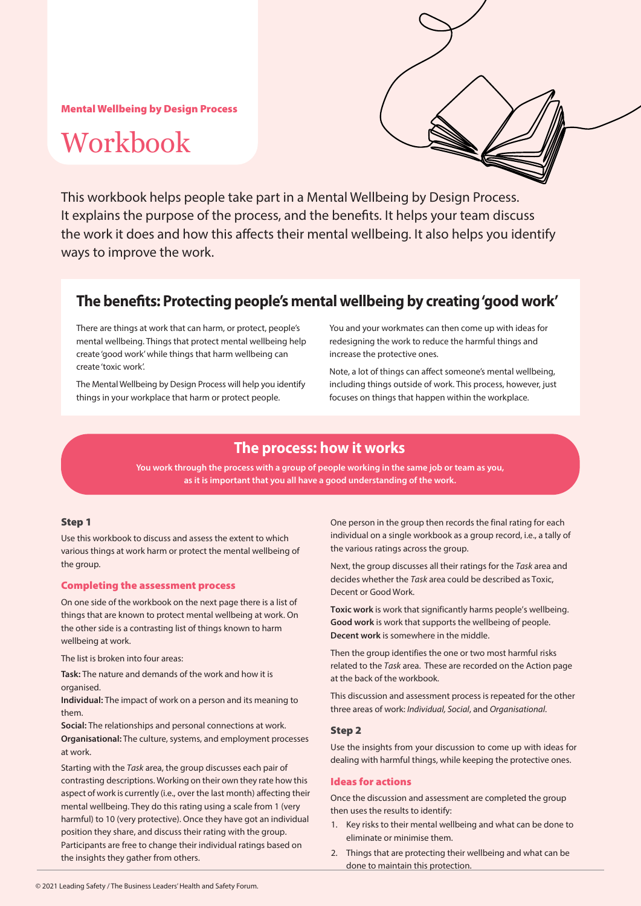**Mental Wellbeing by Design Process**

# Workbook

This workbook helps people take part in a Mental Wellbeing by Design Process. It explains the purpose of the process, and the benefits. It helps your team discuss the work it does and how this affects their mental wellbeing. It also helps you identify ways to improve the work.

## The benefits: Protecting people's mental wellbeing by creating 'good work'

There are things at work that can harm, or protect, people's mental wellbeing. Things that protect mental wellbeing help create 'good work' while things that harm wellbeing can create 'toxic work'.

The Mental Wellbeing by Design Process will help you identify things in your workplace that harm or protect people.

You and your workmates can then come up with ideas for redesigning the work to reduce the harmful things and increase the protective ones.

Note, a lot of things can affect someone's mental wellbeing, including things outside of work. This process, however, just focuses on things that happen within the workplace.

## The process: how it works

**You work through the process with a group of people working in the same job or team as you, as it is important that you all have a good understanding of the work.**

### Step 1

Use this workbook to discuss and assess the extent to which various things at work harm or protect the mental wellbeing of the group.

#### Completing the assessment process

On one side of the workbook on the next page there is a list of things that are known to protect mental wellbeing at work. On the other side is a contrasting list of things known to harm wellbeing at work.

The list is broken into four areas:

**Task:** The nature and demands of the work and how it is organised.
**Individual:** The impact of work on a person and its meaning to them.
**Social:** The relationships and personal connections at work.
**Organisational:** The culture, systems, and employment processes at work.

Starting with the *Task* area, the group discusses each pair of contrasting descriptions. Working on their own they rate how this aspect of work is currently (i.e., over the last month) affecting their mental wellbeing. They do this rating using a scale from 1 (very harmful) to 10 (very protective). Once they have got an individual position they share, and discuss their rating with the group. Participants are free to change their individual ratings based on the insights they gather from others.

One person in the group then records the final rating for each individual on a single workbook as a group record, i.e., a tally of the various ratings across the group.

Next, the group discusses all their ratings for the *Task* area and decides whether the *Task* area could be described as Toxic, Decent or Good Work.

**Toxic work** is work that significantly harms people's wellbeing.
**Good work** is work that supports the wellbeing of people.
**Decent work** is somewhere in the middle.

Then the group identifies the one or two most harmful risks related to the *Task* area. These are recorded on the Action page at the back of the workbook.

This discussion and assessment process is repeated for the other three areas of work: *Individual, Social*, and *Organisational*.

### Step 2

Use the insights from your discussion to come up with ideas for dealing with harmful things, while keeping the protective ones.

#### Ideas for actions

Once the discussion and assessment are completed the group then uses the results to identify:

1. Key risks to their mental wellbeing and what can be done to eliminate or minimise them.
2. Things that are protecting their wellbeing and what can be done to maintain this protection.

© 2021 Leading Safety / The Business Leaders' Health and Safety Forum.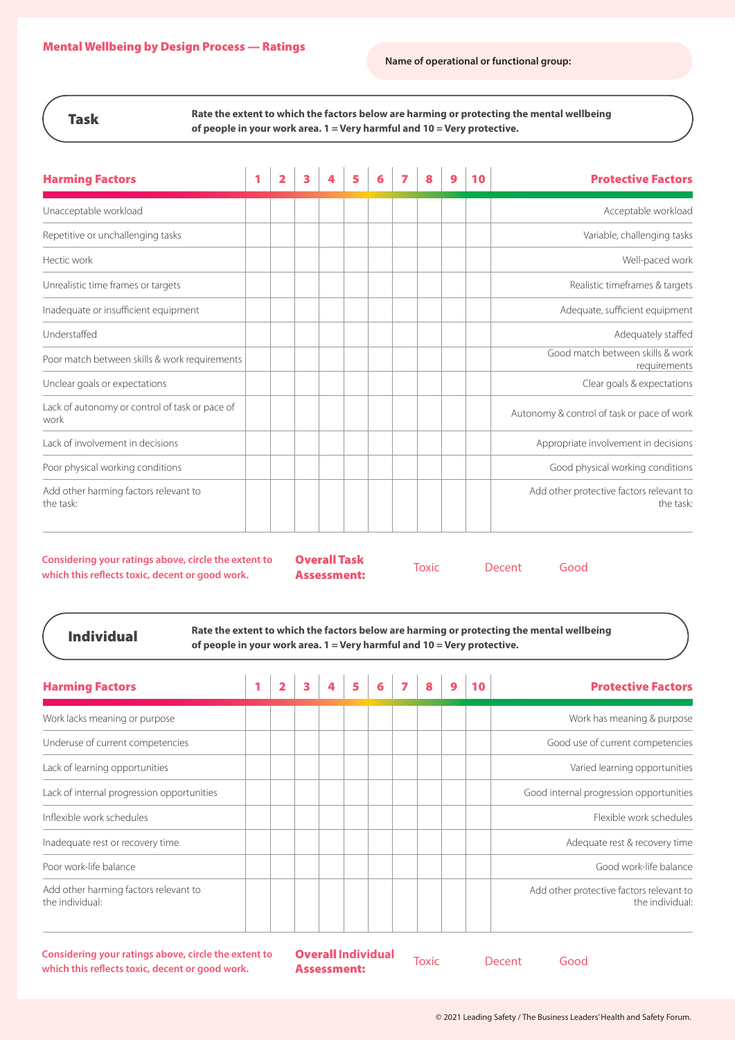## Mental Wellbeing by Design Process — Ratings

**Name of operational or functional group:**

### Task

**Rate the extent to which the factors below are harming or protecting the mental wellbeing of people in your work area. 1 = Very harmful and 10 = Very protective.**

| Harming Factors | 1 | 2 | 3 | 4 | 5 | 6 | 7 | 8 | 9 | 10 | Protective Factors |
|---|---|---|---|---|---|---|---|---|---|---|---|
| Unacceptable workload | | | | | | | | | | | Acceptable workload |
| Repetitive or unchallenging tasks | | | | | | | | | | | Variable, challenging tasks |
| Hectic work | | | | | | | | | | | Well-paced work |
| Unrealistic time frames or targets | | | | | | | | | | | Realistic timeframes & targets |
| Inadequate or insufficient equipment | | | | | | | | | | | Adequate, sufficient equipment |
| Understaffed | | | | | | | | | | | Adequately staffed |
| Poor match between skills & work requirements | | | | | | | | | | | Good match between skills & work requirements |
| Unclear goals or expectations | | | | | | | | | | | Clear goals & expectations |
| Lack of autonomy or control of task or pace of work | | | | | | | | | | | Autonomy & control of task or pace of work |
| Lack of involvement in decisions | | | | | | | | | | | Appropriate involvement in decisions |
| Poor physical working conditions | | | | | | | | | | | Good physical working conditions |
| Add other harming factors relevant to the task: | | | | | | | | | | | Add other protective factors relevant to the task: |

**Considering your ratings above, circle the extent to which this reflects toxic, decent or good work.**

**Overall Task Assessment:** Toxic Decent Good

### Individual

**Rate the extent to which the factors below are harming or protecting the mental wellbeing of people in your work area. 1 = Very harmful and 10 = Very protective.**

| Harming Factors | 1 | 2 | 3 | 4 | 5 | 6 | 7 | 8 | 9 | 10 | Protective Factors |
|---|---|---|---|---|---|---|---|---|---|---|---|
| Work lacks meaning or purpose | | | | | | | | | | | Work has meaning & purpose |
| Underuse of current competencies | | | | | | | | | | | Good use of current competencies |
| Lack of learning opportunities | | | | | | | | | | | Varied learning opportunities |
| Lack of internal progression opportunities | | | | | | | | | | | Good internal progression opportunities |
| Inflexible work schedules | | | | | | | | | | | Flexible work schedules |
| Inadequate rest or recovery time | | | | | | | | | | | Adequate rest & recovery time |
| Poor work-life balance | | | | | | | | | | | Good work-life balance |
| Add other harming factors relevant to the individual: | | | | | | | | | | | Add other protective factors relevant to the individual: |

**Considering your ratings above, circle the extent to which this reflects toxic, decent or good work.**

**Overall Individual Assessment:** Toxic Decent Good

© 2021 Leading Safety / The Business Leaders' Health and Safety Forum.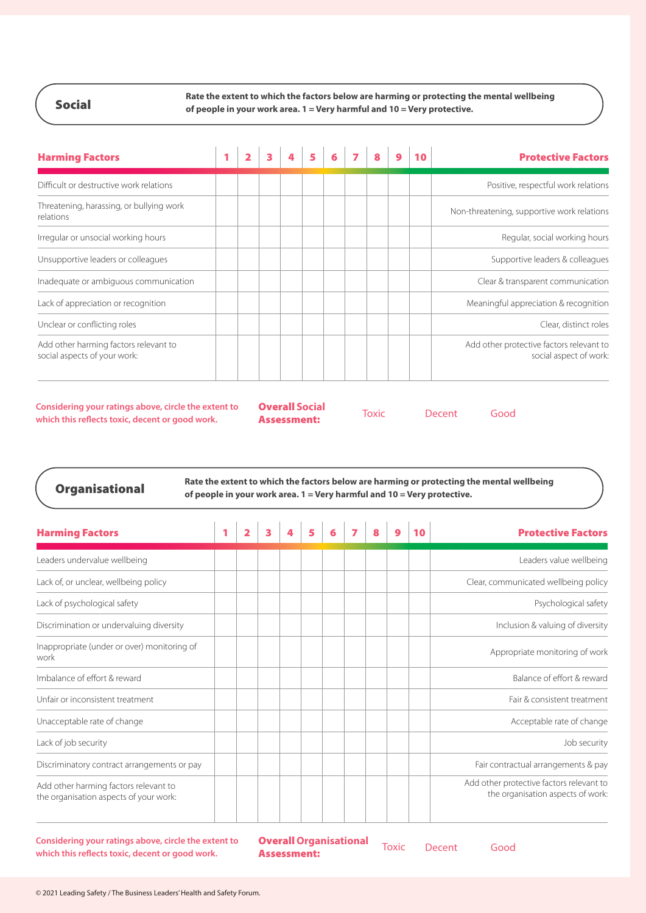## Social

**Rate the extent to which the factors below are harming or protecting the mental wellbeing of people in your work area. 1 = Very harmful and 10 = Very protective.**

| Harming Factors | 1 | 2 | 3 | 4 | 5 | 6 | 7 | 8 | 9 | 10 | Protective Factors |
|---|---|---|---|---|---|---|---|---|---|---|---|
| Difficult or destructive work relations | | | | | | | | | | | Positive, respectful work relations |
| Threatening, harassing, or bullying work relations | | | | | | | | | | | Non-threatening, supportive work relations |
| Irregular or unsocial working hours | | | | | | | | | | | Regular, social working hours |
| Unsupportive leaders or colleagues | | | | | | | | | | | Supportive leaders & colleagues |
| Inadequate or ambiguous communication | | | | | | | | | | | Clear & transparent communication |
| Lack of appreciation or recognition | | | | | | | | | | | Meaningful appreciation & recognition |
| Unclear or conflicting roles | | | | | | | | | | | Clear, distinct roles |
| Add other harming factors relevant to social aspects of your work: | | | | | | | | | | | Add other protective factors relevant to social aspect of work: |

**Considering your ratings above, circle the extent to which this reflects toxic, decent or good work.**

**Overall Social Assessment:** Toxic Decent Good

## Organisational

**Rate the extent to which the factors below are harming or protecting the mental wellbeing of people in your work area. 1 = Very harmful and 10 = Very protective.**

| Harming Factors | 1 | 2 | 3 | 4 | 5 | 6 | 7 | 8 | 9 | 10 | Protective Factors |
|---|---|---|---|---|---|---|---|---|---|---|---|
| Leaders undervalue wellbeing | | | | | | | | | | | Leaders value wellbeing |
| Lack of, or unclear, wellbeing policy | | | | | | | | | | | Clear, communicated wellbeing policy |
| Lack of psychological safety | | | | | | | | | | | Psychological safety |
| Discrimination or undervaluing diversity | | | | | | | | | | | Inclusion & valuing of diversity |
| Inappropriate (under or over) monitoring of work | | | | | | | | | | | Appropriate monitoring of work |
| Imbalance of effort & reward | | | | | | | | | | | Balance of effort & reward |
| Unfair or inconsistent treatment | | | | | | | | | | | Fair & consistent treatment |
| Unacceptable rate of change | | | | | | | | | | | Acceptable rate of change |
| Lack of job security | | | | | | | | | | | Job security |
| Discriminatory contract arrangements or pay | | | | | | | | | | | Fair contractual arrangements & pay |
| Add other harming factors relevant to the organisation aspects of your work: | | | | | | | | | | | Add other protective factors relevant to the organisation aspects of work: |

**Considering your ratings above, circle the extent to which this reflects toxic, decent or good work.**

**Overall Organisational Assessment:** Toxic Decent Good

© 2021 Leading Safety / The Business Leaders' Health and Safety Forum.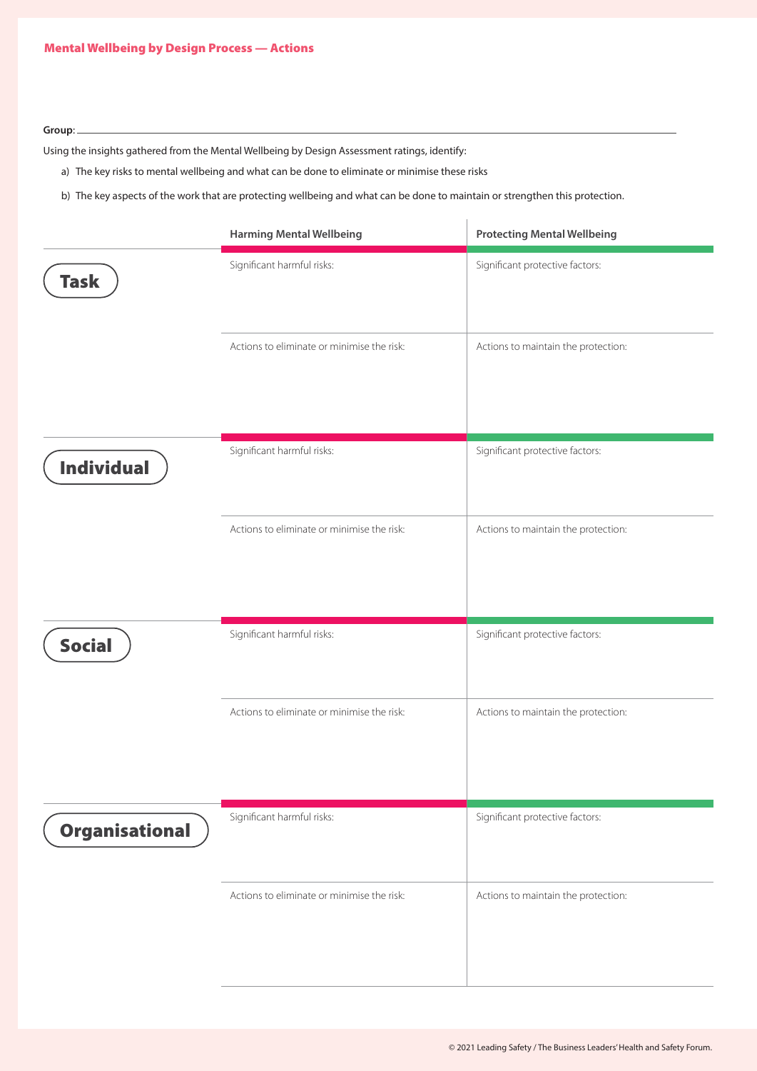## Mental Wellbeing by Design Process — Actions

**Group**: ______________________________

Using the insights gathered from the Mental Wellbeing by Design Assessment ratings, identify:

a) The key risks to mental wellbeing and what can be done to eliminate or minimise these risks

b) The key aspects of the work that are protecting wellbeing and what can be done to maintain or strengthen this protection.

| | Harming Mental Wellbeing | Protecting Mental Wellbeing |
|---|---|---|
| **Task** | Significant harmful risks: | Significant protective factors: |
| | Actions to eliminate or minimise the risk: | Actions to maintain the protection: |
| **Individual** | Significant harmful risks: | Significant protective factors: |
| | Actions to eliminate or minimise the risk: | Actions to maintain the protection: |
| **Social** | Significant harmful risks: | Significant protective factors: |
| | Actions to eliminate or minimise the risk: | Actions to maintain the protection: |
| **Organisational** | Significant harmful risks: | Significant protective factors: |
| | Actions to eliminate or minimise the risk: | Actions to maintain the protection: |

© 2021 Leading Safety / The Business Leaders' Health and Safety Forum.